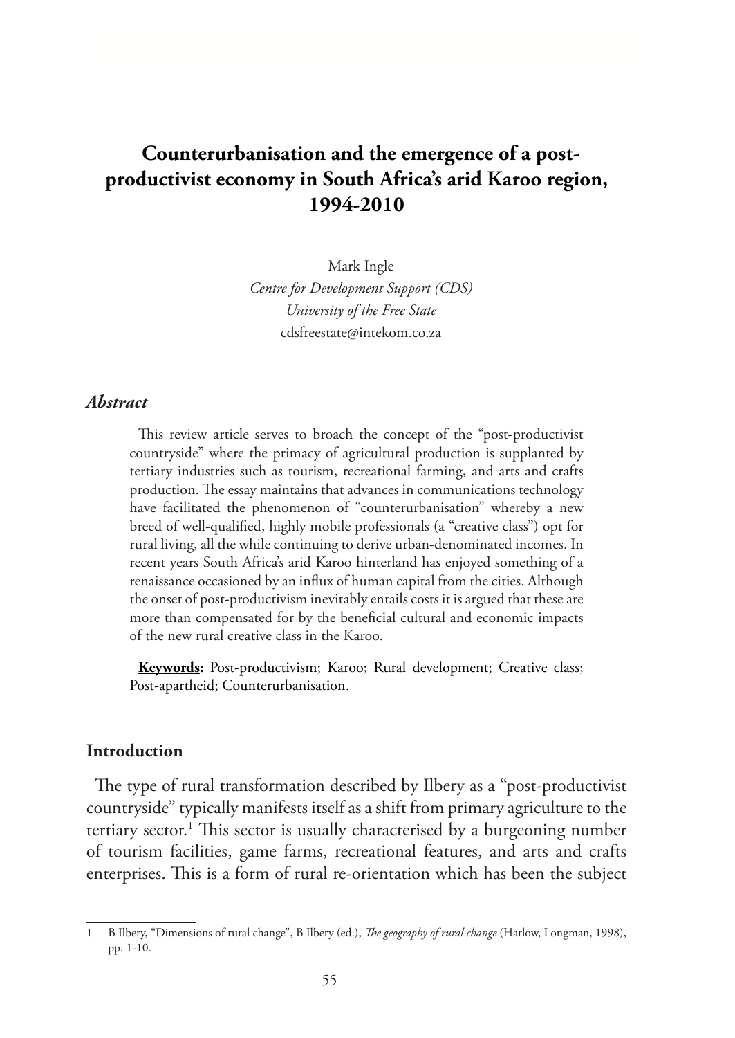# Counterurbanisation and the emergence of a post-productivist economy in South Africa's arid Karoo region, 1994-2010

Mark Ingle
*Centre for Development Support (CDS)*
*University of the Free State*
cdsfreestate@intekom.co.za

### *Abstract*

This review article serves to broach the concept of the "post-productivist countryside" where the primacy of agricultural production is supplanted by tertiary industries such as tourism, recreational farming, and arts and crafts production. The essay maintains that advances in communications technology have facilitated the phenomenon of "counterurbanisation" whereby a new breed of well-qualified, highly mobile professionals (a "creative class") opt for rural living, all the while continuing to derive urban-denominated incomes. In recent years South Africa's arid Karoo hinterland has enjoyed something of a renaissance occasioned by an influx of human capital from the cities. Although the onset of post-productivism inevitably entails costs it is argued that these are more than compensated for by the beneficial cultural and economic impacts of the new rural creative class in the Karoo.

**Keywords:** Post-productivism; Karoo; Rural development; Creative class; Post-apartheid; Counterurbanisation.

## Introduction

The type of rural transformation described by Ilbery as a "post-productivist countryside" typically manifests itself as a shift from primary agriculture to the tertiary sector.[1] This sector is usually characterised by a burgeoning number of tourism facilities, game farms, recreational features, and arts and crafts enterprises. This is a form of rural re-orientation which has been the subject

1 B Ilbery, "Dimensions of rural change", B Ilbery (ed.), *The geography of rural change* (Harlow, Longman, 1998), pp. 1-10.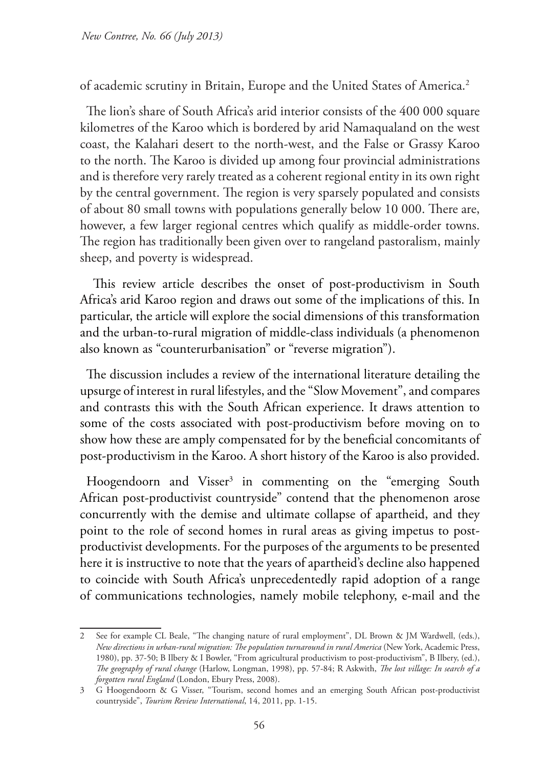of academic scrutiny in Britain, Europe and the United States of America.[2]

The lion's share of South Africa's arid interior consists of the 400 000 square kilometres of the Karoo which is bordered by arid Namaqualand on the west coast, the Kalahari desert to the north-west, and the False or Grassy Karoo to the north. The Karoo is divided up among four provincial administrations and is therefore very rarely treated as a coherent regional entity in its own right by the central government. The region is very sparsely populated and consists of about 80 small towns with populations generally below 10 000. There are, however, a few larger regional centres which qualify as middle-order towns. The region has traditionally been given over to rangeland pastoralism, mainly sheep, and poverty is widespread.

This review article describes the onset of post-productivism in South Africa's arid Karoo region and draws out some of the implications of this. In particular, the article will explore the social dimensions of this transformation and the urban-to-rural migration of middle-class individuals (a phenomenon also known as "counterurbanisation" or "reverse migration").

The discussion includes a review of the international literature detailing the upsurge of interest in rural lifestyles, and the "Slow Movement", and compares and contrasts this with the South African experience. It draws attention to some of the costs associated with post-productivism before moving on to show how these are amply compensated for by the beneficial concomitants of post-productivism in the Karoo. A short history of the Karoo is also provided.

Hoogendoorn and Visser[3] in commenting on the "emerging South African post-productivist countryside" contend that the phenomenon arose concurrently with the demise and ultimate collapse of apartheid, and they point to the role of second homes in rural areas as giving impetus to post-productivist developments. For the purposes of the arguments to be presented here it is instructive to note that the years of apartheid's decline also happened to coincide with South Africa's unprecedentedly rapid adoption of a range of communications technologies, namely mobile telephony, e-mail and the

---

2 See for example CL Beale, "The changing nature of rural employment", DL Brown & JM Wardwell, (eds.), *New directions in urban-rural migration: The population turnaround in rural America* (New York, Academic Press, 1980), pp. 37-50; B Ilbery & I Bowler, "From agricultural productivism to post-productivism", B Ilbery, (ed.), *The geography of rural change* (Harlow, Longman, 1998), pp. 57-84; R Askwith, *The lost village: In search of a forgotten rural England* (London, Ebury Press, 2008).

3 G Hoogendoorn & G Visser, "Tourism, second homes and an emerging South African post-productivist countryside", *Tourism Review International*, 14, 2011, pp. 1-15.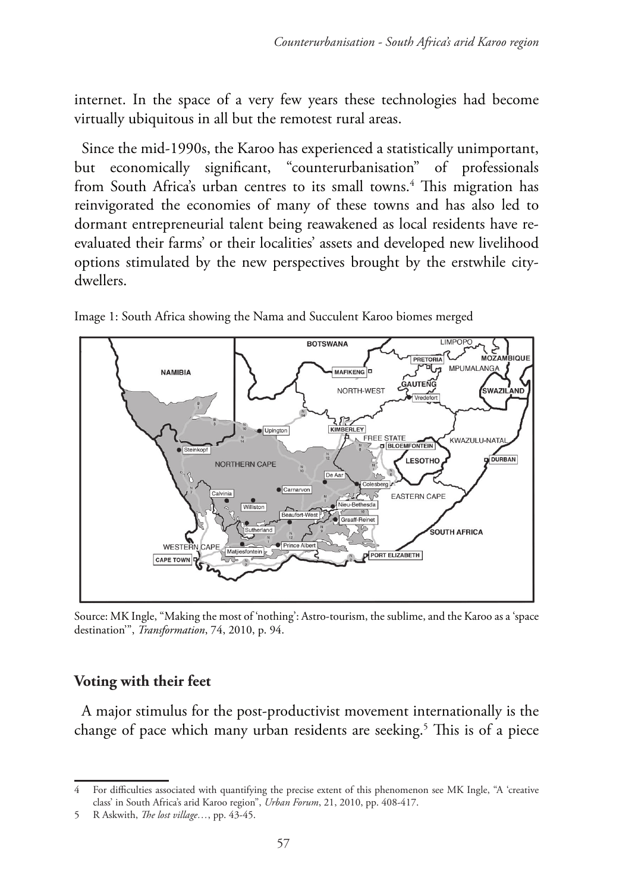internet. In the space of a very few years these technologies had become virtually ubiquitous in all but the remotest rural areas.

Since the mid-1990s, the Karoo has experienced a statistically unimportant, but economically significant, "counterurbanisation" of professionals from South Africa's urban centres to its small towns.[4] This migration has reinvigorated the economies of many of these towns and has also led to dormant entrepreneurial talent being reawakened as local residents have re-evaluated their farms' or their localities' assets and developed new livelihood options stimulated by the new perspectives brought by the erstwhile city-dwellers.

Image 1: South Africa showing the Nama and Succulent Karoo biomes merged

Source: MK Ingle, "Making the most of 'nothing': Astro-tourism, the sublime, and the Karoo as a 'space destination'", *Transformation*, 74, 2010, p. 94.

## Voting with their feet

A major stimulus for the post-productivist movement internationally is the change of pace which many urban residents are seeking.[5] This is of a piece

---

4 For difficulties associated with quantifying the precise extent of this phenomenon see MK Ingle, "A 'creative class' in South Africa's arid Karoo region", *Urban Forum*, 21, 2010, pp. 408-417.

5 R Askwith, *The lost village…*, pp. 43-45.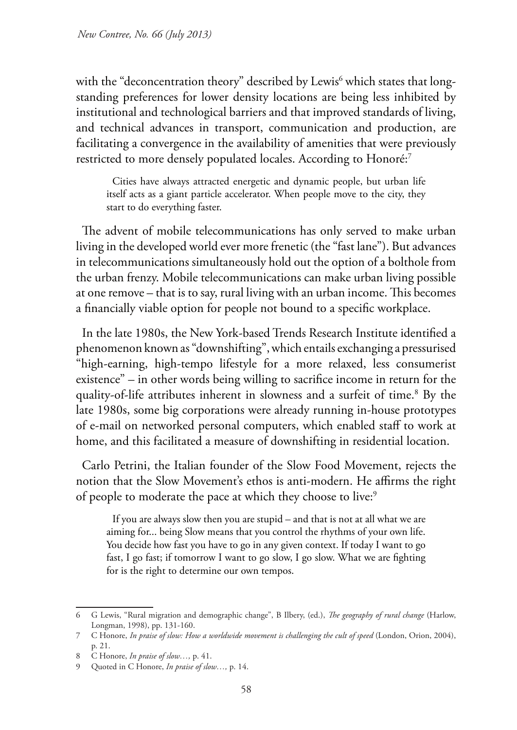with the "deconcentration theory" described by Lewis[6] which states that long-standing preferences for lower density locations are being less inhibited by institutional and technological barriers and that improved standards of living, and technical advances in transport, communication and production, are facilitating a convergence in the availability of amenities that were previously restricted to more densely populated locales. According to Honoré:[7]

> Cities have always attracted energetic and dynamic people, but urban life itself acts as a giant particle accelerator. When people move to the city, they start to do everything faster.

The advent of mobile telecommunications has only served to make urban living in the developed world ever more frenetic (the "fast lane"). But advances in telecommunications simultaneously hold out the option of a bolthole from the urban frenzy. Mobile telecommunications can make urban living possible at one remove – that is to say, rural living with an urban income. This becomes a financially viable option for people not bound to a specific workplace.

In the late 1980s, the New York-based Trends Research Institute identified a phenomenon known as "downshifting", which entails exchanging a pressurised "high-earning, high-tempo lifestyle for a more relaxed, less consumerist existence" – in other words being willing to sacrifice income in return for the quality-of-life attributes inherent in slowness and a surfeit of time.[8] By the late 1980s, some big corporations were already running in-house prototypes of e-mail on networked personal computers, which enabled staff to work at home, and this facilitated a measure of downshifting in residential location.

Carlo Petrini, the Italian founder of the Slow Food Movement, rejects the notion that the Slow Movement's ethos is anti-modern. He affirms the right of people to moderate the pace at which they choose to live:[9]

> If you are always slow then you are stupid – and that is not at all what we are aiming for... being Slow means that you control the rhythms of your own life. You decide how fast you have to go in any given context. If today I want to go fast, I go fast; if tomorrow I want to go slow, I go slow. What we are fighting for is the right to determine our own tempos.

---

6 G Lewis, "Rural migration and demographic change", B Ilbery, (ed.), *The geography of rural change* (Harlow, Longman, 1998), pp. 131-160.

7 C Honore, *In praise of slow: How a worldwide movement is challenging the cult of speed* (London, Orion, 2004), p. 21.

8 C Honore, *In praise of slow…,* p. 41.

9 Quoted in C Honore, *In praise of slow…,* p. 14.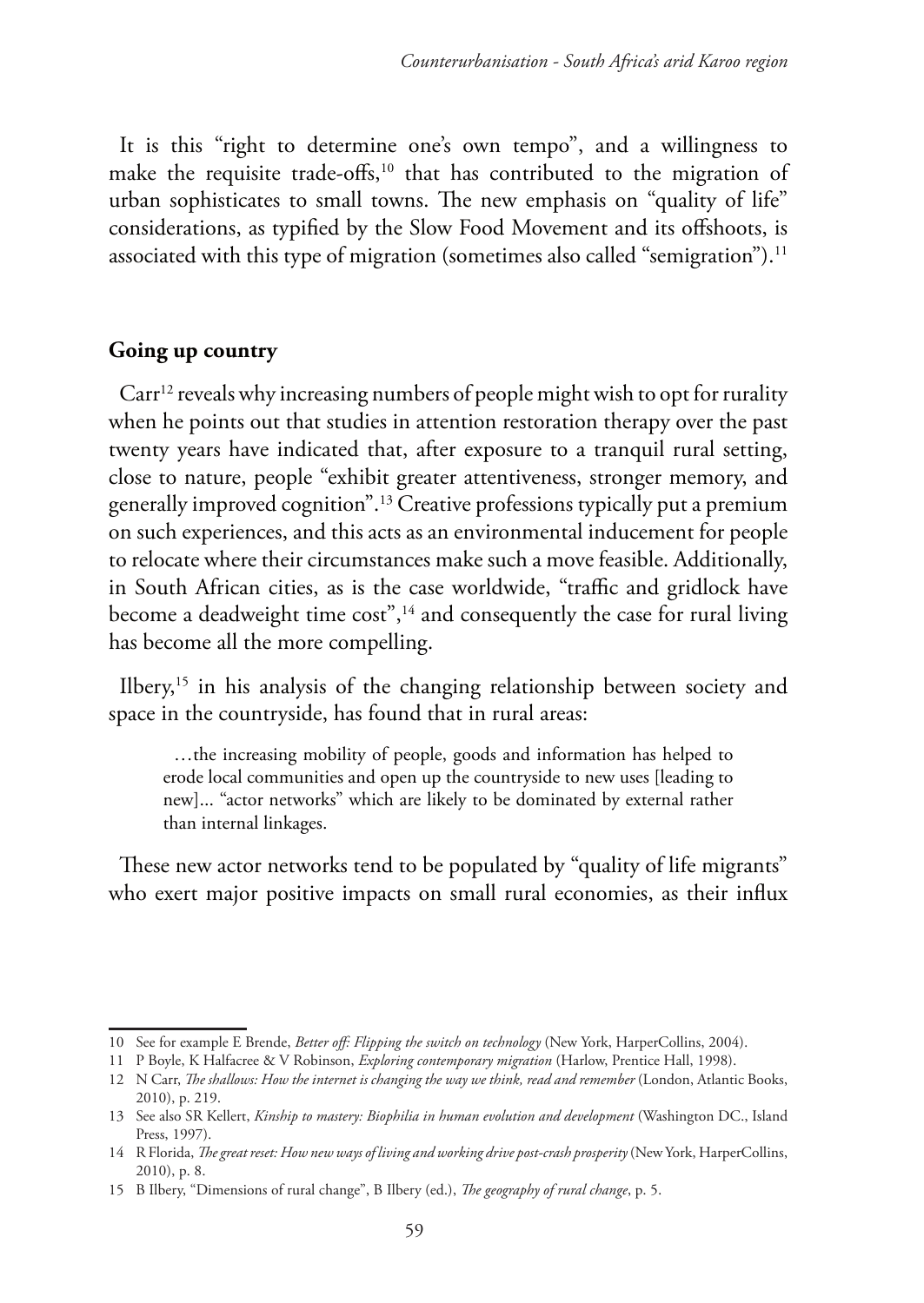It is this "right to determine one's own tempo", and a willingness to make the requisite trade-offs,[10] that has contributed to the migration of urban sophisticates to small towns. The new emphasis on "quality of life" considerations, as typified by the Slow Food Movement and its offshoots, is associated with this type of migration (sometimes also called "semigration").[11]

## Going up country

Carr[12] reveals why increasing numbers of people might wish to opt for rurality when he points out that studies in attention restoration therapy over the past twenty years have indicated that, after exposure to a tranquil rural setting, close to nature, people "exhibit greater attentiveness, stronger memory, and generally improved cognition".[13] Creative professions typically put a premium on such experiences, and this acts as an environmental inducement for people to relocate where their circumstances make such a move feasible. Additionally, in South African cities, as is the case worldwide, "traffic and gridlock have become a deadweight time cost",[14] and consequently the case for rural living has become all the more compelling.

Ilbery,[15] in his analysis of the changing relationship between society and space in the countryside, has found that in rural areas:

> …the increasing mobility of people, goods and information has helped to erode local communities and open up the countryside to new uses [leading to new]... "actor networks" which are likely to be dominated by external rather than internal linkages.

These new actor networks tend to be populated by "quality of life migrants" who exert major positive impacts on small rural economies, as their influx

---

10 See for example E Brende, *Better off: Flipping the switch on technology* (New York, HarperCollins, 2004).

11 P Boyle, K Halfacree & V Robinson, *Exploring contemporary migration* (Harlow, Prentice Hall, 1998).

12 N Carr, *The shallows: How the internet is changing the way we think, read and remember* (London, Atlantic Books, 2010), p. 219.

13 See also SR Kellert, *Kinship to mastery: Biophilia in human evolution and development* (Washington DC., Island Press, 1997).

14 R Florida, *The great reset: How new ways of living and working drive post-crash prosperity* (New York, HarperCollins, 2010), p. 8.

15 B Ilbery, "Dimensions of rural change", B Ilbery (ed.), *The geography of rural change*, p. 5.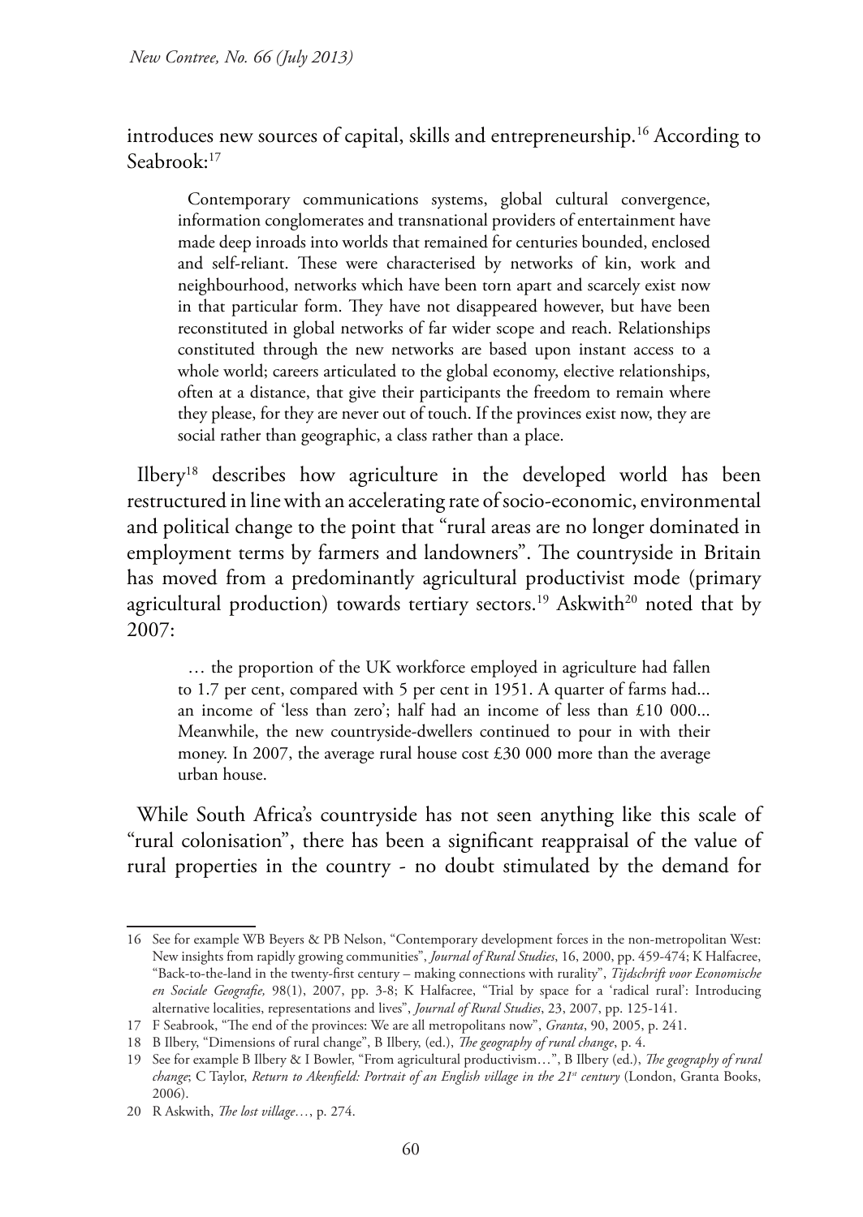introduces new sources of capital, skills and entrepreneurship.[16] According to Seabrook:[17]

> Contemporary communications systems, global cultural convergence, information conglomerates and transnational providers of entertainment have made deep inroads into worlds that remained for centuries bounded, enclosed and self-reliant. These were characterised by networks of kin, work and neighbourhood, networks which have been torn apart and scarcely exist now in that particular form. They have not disappeared however, but have been reconstituted in global networks of far wider scope and reach. Relationships constituted through the new networks are based upon instant access to a whole world; careers articulated to the global economy, elective relationships, often at a distance, that give their participants the freedom to remain where they please, for they are never out of touch. If the provinces exist now, they are social rather than geographic, a class rather than a place.

Ilbery[18] describes how agriculture in the developed world has been restructured in line with an accelerating rate of socio-economic, environmental and political change to the point that "rural areas are no longer dominated in employment terms by farmers and landowners". The countryside in Britain has moved from a predominantly agricultural productivist mode (primary agricultural production) towards tertiary sectors.[19] Askwith[20] noted that by 2007:

> … the proportion of the UK workforce employed in agriculture had fallen to 1.7 per cent, compared with 5 per cent in 1951. A quarter of farms had... an income of 'less than zero'; half had an income of less than £10 000... Meanwhile, the new countryside-dwellers continued to pour in with their money. In 2007, the average rural house cost £30 000 more than the average urban house.

While South Africa's countryside has not seen anything like this scale of "rural colonisation", there has been a significant reappraisal of the value of rural properties in the country - no doubt stimulated by the demand for

---

16 See for example WB Beyers & PB Nelson, "Contemporary development forces in the non-metropolitan West: New insights from rapidly growing communities", *Journal of Rural Studies*, 16, 2000, pp. 459-474; K Halfacree, "Back-to-the-land in the twenty-first century – making connections with rurality", *Tijdschrift voor Economische en Sociale Geografie,* 98(1), 2007, pp. 3-8; K Halfacree, "Trial by space for a 'radical rural': Introducing alternative localities, representations and lives", *Journal of Rural Studies*, 23, 2007, pp. 125-141.

17 F Seabrook, "The end of the provinces: We are all metropolitans now", *Granta*, 90, 2005, p. 241.

18 B Ilbery, "Dimensions of rural change", B Ilbery, (ed.), *The geography of rural change*, p. 4.

19 See for example B Ilbery & I Bowler, "From agricultural productivism…", B Ilbery (ed.), *The geography of rural change*; C Taylor, *Return to Akenfield: Portrait of an English village in the 21st century* (London, Granta Books, 2006).

20 R Askwith, *The lost village…*, p. 274.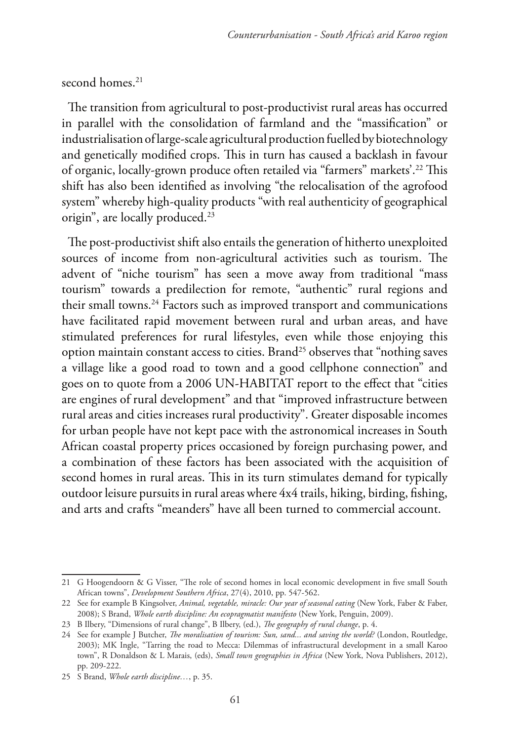second homes.[21]

The transition from agricultural to post-productivist rural areas has occurred in parallel with the consolidation of farmland and the "massification" or industrialisation of large-scale agricultural production fuelled by biotechnology and genetically modified crops. This in turn has caused a backlash in favour of organic, locally-grown produce often retailed via "farmers" markets'.[22] This shift has also been identified as involving "the relocalisation of the agrofood system" whereby high-quality products "with real authenticity of geographical origin", are locally produced.[23]

The post-productivist shift also entails the generation of hitherto unexploited sources of income from non-agricultural activities such as tourism. The advent of "niche tourism" has seen a move away from traditional "mass tourism" towards a predilection for remote, "authentic" rural regions and their small towns.[24] Factors such as improved transport and communications have facilitated rapid movement between rural and urban areas, and have stimulated preferences for rural lifestyles, even while those enjoying this option maintain constant access to cities. Brand[25] observes that "nothing saves a village like a good road to town and a good cellphone connection" and goes on to quote from a 2006 UN-HABITAT report to the effect that "cities are engines of rural development" and that "improved infrastructure between rural areas and cities increases rural productivity". Greater disposable incomes for urban people have not kept pace with the astronomical increases in South African coastal property prices occasioned by foreign purchasing power, and a combination of these factors has been associated with the acquisition of second homes in rural areas. This in its turn stimulates demand for typically outdoor leisure pursuits in rural areas where 4x4 trails, hiking, birding, fishing, and arts and crafts "meanders" have all been turned to commercial account.

---

21 G Hoogendoorn & G Visser, "The role of second homes in local economic development in five small South African towns", *Development Southern Africa*, 27(4), 2010, pp. 547-562.

22 See for example B Kingsolver, *Animal, vegetable, miracle: Our year of seasonal eating* (New York, Faber & Faber, 2008); S Brand, *Whole earth discipline: An ecopragmatist manifesto* (New York, Penguin, 2009).

23 B Ilbery, "Dimensions of rural change", B Ilbery, (ed.), *The geography of rural change*, p. 4.

24 See for example J Butcher, *The moralisation of tourism: Sun, sand... and saving the world?* (London, Routledge, 2003); MK Ingle, "Tarring the road to Mecca: Dilemmas of infrastructural development in a small Karoo town", R Donaldson & L Marais, (eds), *Small town geographies in Africa* (New York, Nova Publishers, 2012), pp. 209-222.

25 S Brand, *Whole earth discipline…*, p. 35.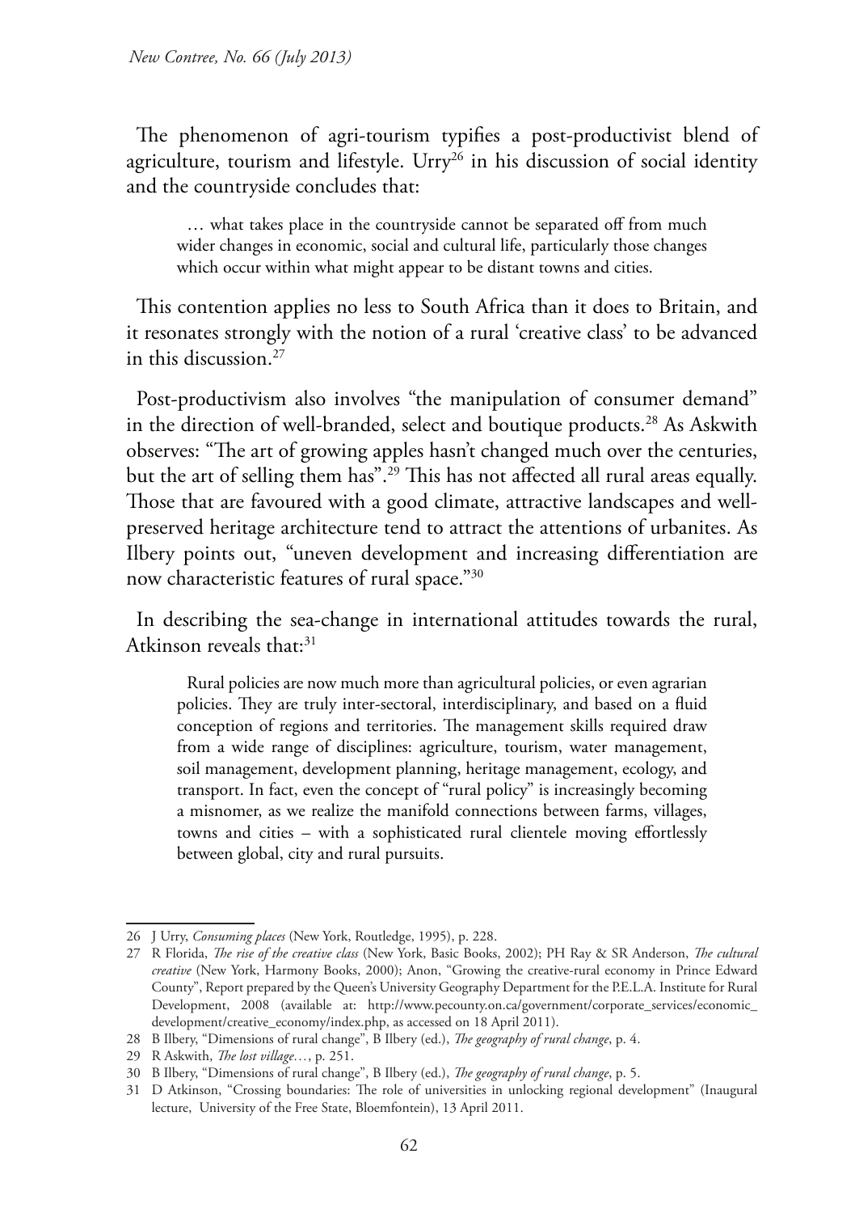The phenomenon of agri-tourism typifies a post-productivist blend of agriculture, tourism and lifestyle. Urry[26] in his discussion of social identity and the countryside concludes that:

> … what takes place in the countryside cannot be separated off from much wider changes in economic, social and cultural life, particularly those changes which occur within what might appear to be distant towns and cities.

This contention applies no less to South Africa than it does to Britain, and it resonates strongly with the notion of a rural 'creative class' to be advanced in this discussion.[27]

Post-productivism also involves "the manipulation of consumer demand" in the direction of well-branded, select and boutique products.[28] As Askwith observes: "The art of growing apples hasn't changed much over the centuries, but the art of selling them has".[29] This has not affected all rural areas equally. Those that are favoured with a good climate, attractive landscapes and well-preserved heritage architecture tend to attract the attentions of urbanites. As Ilbery points out, "uneven development and increasing differentiation are now characteristic features of rural space."[30]

In describing the sea-change in international attitudes towards the rural, Atkinson reveals that:[31]

> Rural policies are now much more than agricultural policies, or even agrarian policies. They are truly inter-sectoral, interdisciplinary, and based on a fluid conception of regions and territories. The management skills required draw from a wide range of disciplines: agriculture, tourism, water management, soil management, development planning, heritage management, ecology, and transport. In fact, even the concept of "rural policy" is increasingly becoming a misnomer, as we realize the manifold connections between farms, villages, towns and cities – with a sophisticated rural clientele moving effortlessly between global, city and rural pursuits.

---

26 J Urry, *Consuming places* (New York, Routledge, 1995), p. 228.

27 R Florida, *The rise of the creative class* (New York, Basic Books, 2002); PH Ray & SR Anderson, *The cultural creative* (New York, Harmony Books, 2000); Anon, "Growing the creative-rural economy in Prince Edward County", Report prepared by the Queen's University Geography Department for the P.E.L.A. Institute for Rural Development, 2008 (available at: http://www.pecounty.on.ca/government/corporate_services/economic_development/creative_economy/index.php, as accessed on 18 April 2011).

28 B Ilbery, "Dimensions of rural change", B Ilbery (ed.), *The geography of rural change*, p. 4.

29 R Askwith, *The lost village…*, p. 251.

30 B Ilbery, "Dimensions of rural change", B Ilbery (ed.), *The geography of rural change*, p. 5.

31 D Atkinson, "Crossing boundaries: The role of universities in unlocking regional development" (Inaugural lecture, University of the Free State, Bloemfontein), 13 April 2011.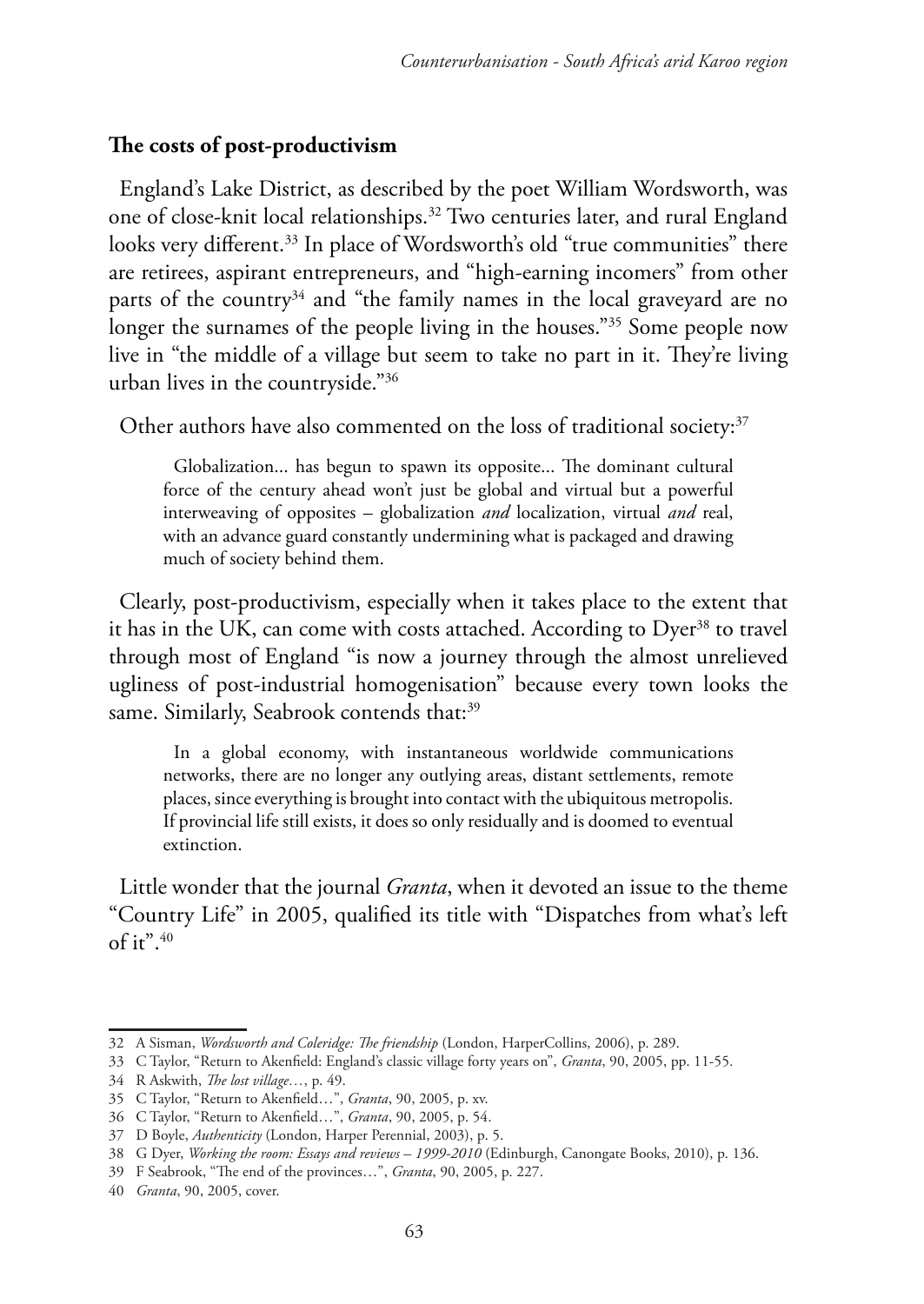## The costs of post-productivism

England's Lake District, as described by the poet William Wordsworth, was one of close-knit local relationships.[32] Two centuries later, and rural England looks very different.[33] In place of Wordsworth's old "true communities" there are retirees, aspirant entrepreneurs, and "high-earning incomers" from other parts of the country[34] and "the family names in the local graveyard are no longer the surnames of the people living in the houses."[35] Some people now live in "the middle of a village but seem to take no part in it. They're living urban lives in the countryside."[36]

Other authors have also commented on the loss of traditional society:[37]

> Globalization... has begun to spawn its opposite... The dominant cultural force of the century ahead won't just be global and virtual but a powerful interweaving of opposites – globalization *and* localization, virtual *and* real, with an advance guard constantly undermining what is packaged and drawing much of society behind them.

Clearly, post-productivism, especially when it takes place to the extent that it has in the UK, can come with costs attached. According to Dyer[38] to travel through most of England "is now a journey through the almost unrelieved ugliness of post-industrial homogenisation" because every town looks the same. Similarly, Seabrook contends that:[39]

> In a global economy, with instantaneous worldwide communications networks, there are no longer any outlying areas, distant settlements, remote places, since everything is brought into contact with the ubiquitous metropolis. If provincial life still exists, it does so only residually and is doomed to eventual extinction.

Little wonder that the journal *Granta*, when it devoted an issue to the theme "Country Life" in 2005, qualified its title with "Dispatches from what's left of it".[40]

---

32 A Sisman, *Wordsworth and Coleridge: The friendship* (London, HarperCollins, 2006), p. 289.

33 C Taylor, "Return to Akenfield: England's classic village forty years on", *Granta*, 90, 2005, pp. 11-55.

34 R Askwith, *The lost village…*, p. 49.

35 C Taylor, "Return to Akenfield…", *Granta*, 90, 2005, p. xv.

36 C Taylor, "Return to Akenfield…", *Granta*, 90, 2005, p. 54.

37 D Boyle, *Authenticity* (London, Harper Perennial, 2003), p. 5.

38 G Dyer, *Working the room: Essays and reviews – 1999-2010* (Edinburgh, Canongate Books, 2010), p. 136.

39 F Seabrook, "The end of the provinces…", *Granta*, 90, 2005, p. 227.

40 *Granta*, 90, 2005, cover.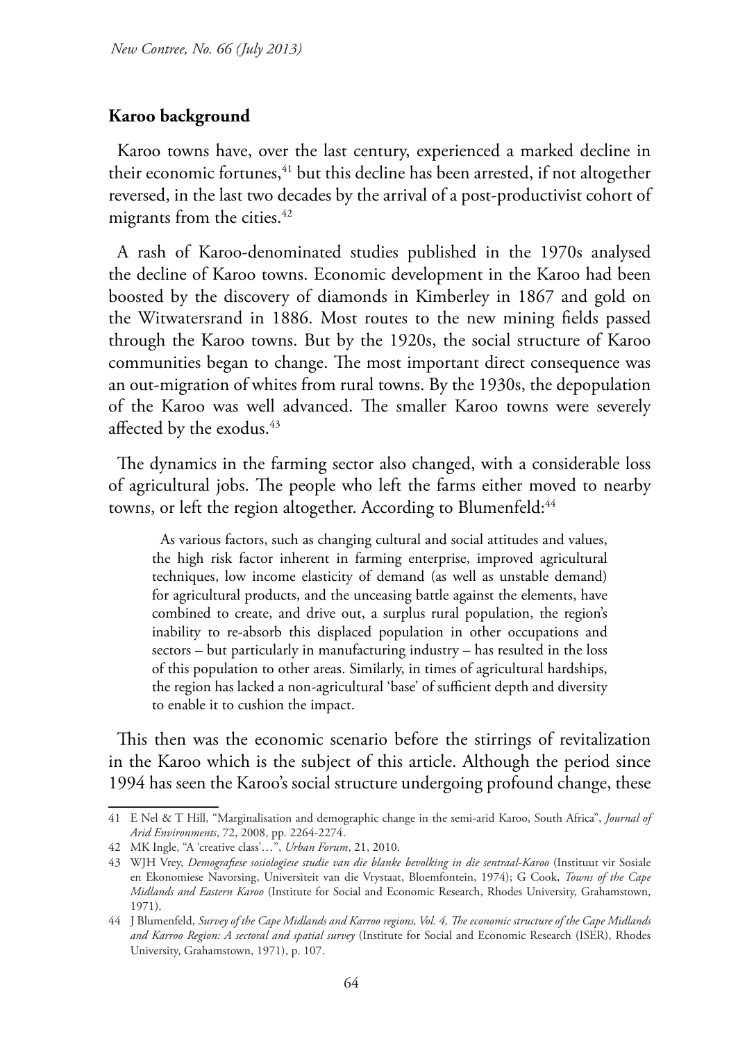## Karoo background

Karoo towns have, over the last century, experienced a marked decline in their economic fortunes,[41] but this decline has been arrested, if not altogether reversed, in the last two decades by the arrival of a post-productivist cohort of migrants from the cities.[42]

A rash of Karoo-denominated studies published in the 1970s analysed the decline of Karoo towns. Economic development in the Karoo had been boosted by the discovery of diamonds in Kimberley in 1867 and gold on the Witwatersrand in 1886. Most routes to the new mining fields passed through the Karoo towns. But by the 1920s, the social structure of Karoo communities began to change. The most important direct consequence was an out-migration of whites from rural towns. By the 1930s, the depopulation of the Karoo was well advanced. The smaller Karoo towns were severely affected by the exodus.[43]

The dynamics in the farming sector also changed, with a considerable loss of agricultural jobs. The people who left the farms either moved to nearby towns, or left the region altogether. According to Blumenfeld:[44]

> As various factors, such as changing cultural and social attitudes and values, the high risk factor inherent in farming enterprise, improved agricultural techniques, low income elasticity of demand (as well as unstable demand) for agricultural products, and the unceasing battle against the elements, have combined to create, and drive out, a surplus rural population, the region's inability to re-absorb this displaced population in other occupations and sectors – but particularly in manufacturing industry – has resulted in the loss of this population to other areas. Similarly, in times of agricultural hardships, the region has lacked a non-agricultural 'base' of sufficient depth and diversity to enable it to cushion the impact.

This then was the economic scenario before the stirrings of revitalization in the Karoo which is the subject of this article. Although the period since 1994 has seen the Karoo's social structure undergoing profound change, these

---

41 E Nel & T Hill, "Marginalisation and demographic change in the semi-arid Karoo, South Africa", *Journal of Arid Environments*, 72, 2008, pp. 2264-2274.

42 MK Ingle, "A 'creative class'…", *Urban Forum*, 21, 2010.

43 WJH Vrey, *Demografiese sosiologiese studie van die blanke bevolking in die sentraal-Karoo* (Instituut vir Sosiale en Ekonomiese Navorsing, Universiteit van die Vrystaat, Bloemfontein, 1974); G Cook, *Towns of the Cape Midlands and Eastern Karoo* (Institute for Social and Economic Research, Rhodes University, Grahamstown, 1971).

44 J Blumenfeld, *Survey of the Cape Midlands and Karroo regions, Vol. 4, The economic structure of the Cape Midlands and Karroo Region: A sectoral and spatial survey* (Institute for Social and Economic Research (ISER), Rhodes University, Grahamstown, 1971), p. 107.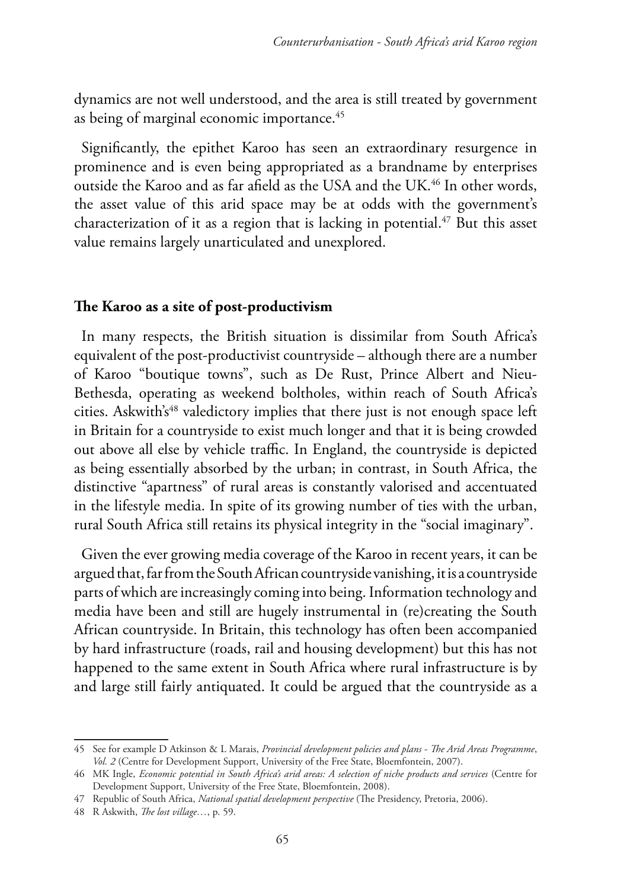dynamics are not well understood, and the area is still treated by government as being of marginal economic importance.[45]

Significantly, the epithet Karoo has seen an extraordinary resurgence in prominence and is even being appropriated as a brandname by enterprises outside the Karoo and as far afield as the USA and the UK.[46] In other words, the asset value of this arid space may be at odds with the government's characterization of it as a region that is lacking in potential.[47] But this asset value remains largely unarticulated and unexplored.

## The Karoo as a site of post-productivism

In many respects, the British situation is dissimilar from South Africa's equivalent of the post-productivist countryside – although there are a number of Karoo "boutique towns", such as De Rust, Prince Albert and Nieu-Bethesda, operating as weekend boltholes, within reach of South Africa's cities. Askwith's[48] valedictory implies that there just is not enough space left in Britain for a countryside to exist much longer and that it is being crowded out above all else by vehicle traffic. In England, the countryside is depicted as being essentially absorbed by the urban; in contrast, in South Africa, the distinctive "apartness" of rural areas is constantly valorised and accentuated in the lifestyle media. In spite of its growing number of ties with the urban, rural South Africa still retains its physical integrity in the "social imaginary".

Given the ever growing media coverage of the Karoo in recent years, it can be argued that, far from the South African countryside vanishing, it is a countryside parts of which are increasingly coming into being. Information technology and media have been and still are hugely instrumental in (re)creating the South African countryside. In Britain, this technology has often been accompanied by hard infrastructure (roads, rail and housing development) but this has not happened to the same extent in South Africa where rural infrastructure is by and large still fairly antiquated. It could be argued that the countryside as a

---

45 See for example D Atkinson & L Marais, *Provincial development policies and plans - The Arid Areas Programme, Vol. 2* (Centre for Development Support, University of the Free State, Bloemfontein, 2007).

46 MK Ingle, *Economic potential in South Africa's arid areas: A selection of niche products and services* (Centre for Development Support, University of the Free State, Bloemfontein, 2008).

47 Republic of South Africa, *National spatial development perspective* (The Presidency, Pretoria, 2006).

48 R Askwith, *The lost village…*, p. 59.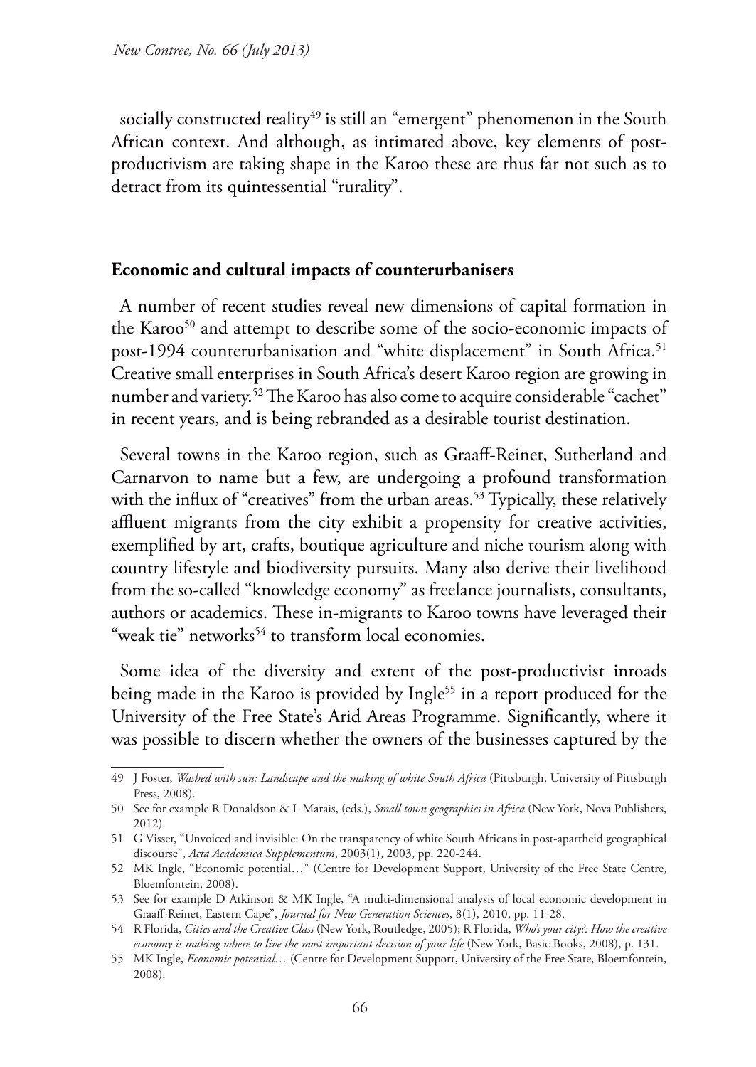socially constructed reality[49] is still an "emergent" phenomenon in the South African context. And although, as intimated above, key elements of post-productivism are taking shape in the Karoo these are thus far not such as to detract from its quintessential "rurality".

## Economic and cultural impacts of counterurbanisers

A number of recent studies reveal new dimensions of capital formation in the Karoo[50] and attempt to describe some of the socio-economic impacts of post-1994 counterurbanisation and "white displacement" in South Africa.[51] Creative small enterprises in South Africa's desert Karoo region are growing in number and variety.[52] The Karoo has also come to acquire considerable "cachet" in recent years, and is being rebranded as a desirable tourist destination.

Several towns in the Karoo region, such as Graaff-Reinet, Sutherland and Carnarvon to name but a few, are undergoing a profound transformation with the influx of "creatives" from the urban areas.[53] Typically, these relatively affluent migrants from the city exhibit a propensity for creative activities, exemplified by art, crafts, boutique agriculture and niche tourism along with country lifestyle and biodiversity pursuits. Many also derive their livelihood from the so-called "knowledge economy" as freelance journalists, consultants, authors or academics. These in-migrants to Karoo towns have leveraged their "weak tie" networks[54] to transform local economies.

Some idea of the diversity and extent of the post-productivist inroads being made in the Karoo is provided by Ingle[55] in a report produced for the University of the Free State's Arid Areas Programme. Significantly, where it was possible to discern whether the owners of the businesses captured by the

---

49 J Foster, *Washed with sun: Landscape and the making of white South Africa* (Pittsburgh, University of Pittsburgh Press, 2008).

50 See for example R Donaldson & L Marais, (eds.), *Small town geographies in Africa* (New York, Nova Publishers, 2012).

51 G Visser, "Unvoiced and invisible: On the transparency of white South Africans in post-apartheid geographical discourse", *Acta Academica Supplementum*, 2003(1), 2003, pp. 220-244.

52 MK Ingle, "Economic potential…" (Centre for Development Support, University of the Free State Centre, Bloemfontein, 2008).

53 See for example D Atkinson & MK Ingle, "A multi-dimensional analysis of local economic development in Graaff-Reinet, Eastern Cape", *Journal for New Generation Sciences*, 8(1), 2010, pp. 11-28.

54 R Florida, *Cities and the Creative Class* (New York, Routledge, 2005); R Florida, *Who's your city?: How the creative economy is making where to live the most important decision of your life* (New York, Basic Books, 2008), p. 131.

55 MK Ingle, *Economic potential…* (Centre for Development Support, University of the Free State, Bloemfontein, 2008).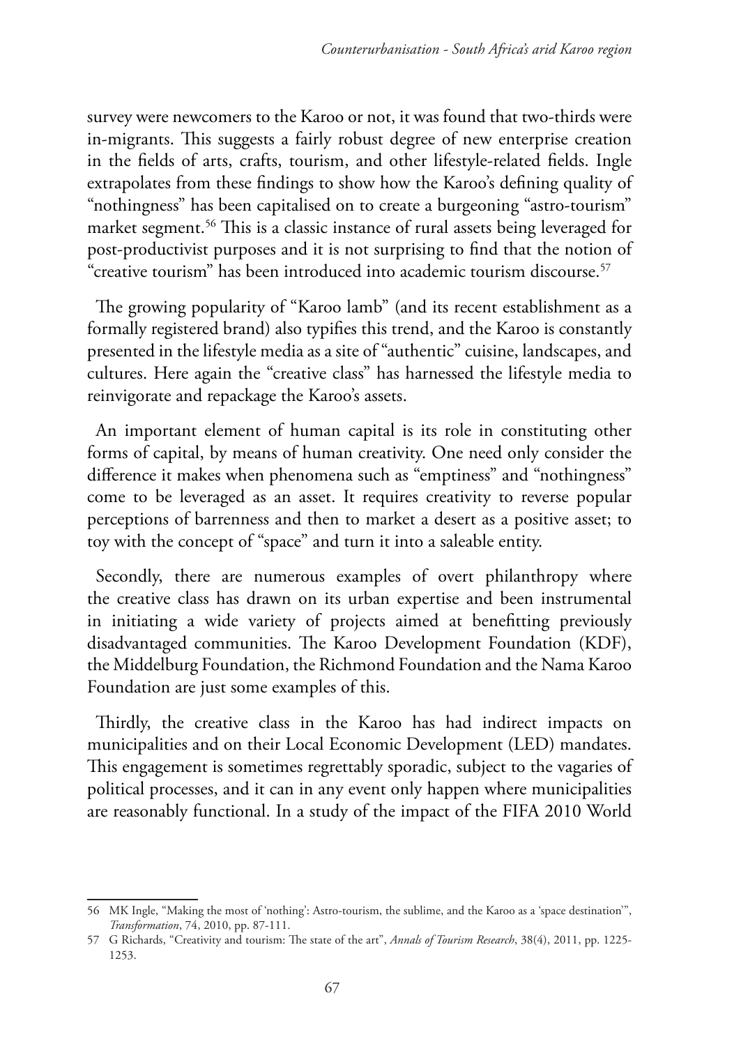survey were newcomers to the Karoo or not, it was found that two-thirds were in-migrants. This suggests a fairly robust degree of new enterprise creation in the fields of arts, crafts, tourism, and other lifestyle-related fields. Ingle extrapolates from these findings to show how the Karoo's defining quality of "nothingness" has been capitalised on to create a burgeoning "astro-tourism" market segment.[56] This is a classic instance of rural assets being leveraged for post-productivist purposes and it is not surprising to find that the notion of "creative tourism" has been introduced into academic tourism discourse.[57]

The growing popularity of "Karoo lamb" (and its recent establishment as a formally registered brand) also typifies this trend, and the Karoo is constantly presented in the lifestyle media as a site of "authentic" cuisine, landscapes, and cultures. Here again the "creative class" has harnessed the lifestyle media to reinvigorate and repackage the Karoo's assets.

An important element of human capital is its role in constituting other forms of capital, by means of human creativity. One need only consider the difference it makes when phenomena such as "emptiness" and "nothingness" come to be leveraged as an asset. It requires creativity to reverse popular perceptions of barrenness and then to market a desert as a positive asset; to toy with the concept of "space" and turn it into a saleable entity.

Secondly, there are numerous examples of overt philanthropy where the creative class has drawn on its urban expertise and been instrumental in initiating a wide variety of projects aimed at benefitting previously disadvantaged communities. The Karoo Development Foundation (KDF), the Middelburg Foundation, the Richmond Foundation and the Nama Karoo Foundation are just some examples of this.

Thirdly, the creative class in the Karoo has had indirect impacts on municipalities and on their Local Economic Development (LED) mandates. This engagement is sometimes regrettably sporadic, subject to the vagaries of political processes, and it can in any event only happen where municipalities are reasonably functional. In a study of the impact of the FIFA 2010 World

---

56 MK Ingle, "Making the most of 'nothing': Astro-tourism, the sublime, and the Karoo as a 'space destination'", *Transformation*, 74, 2010, pp. 87-111.

57 G Richards, "Creativity and tourism: The state of the art", *Annals of Tourism Research*, 38(4), 2011, pp. 1225-1253.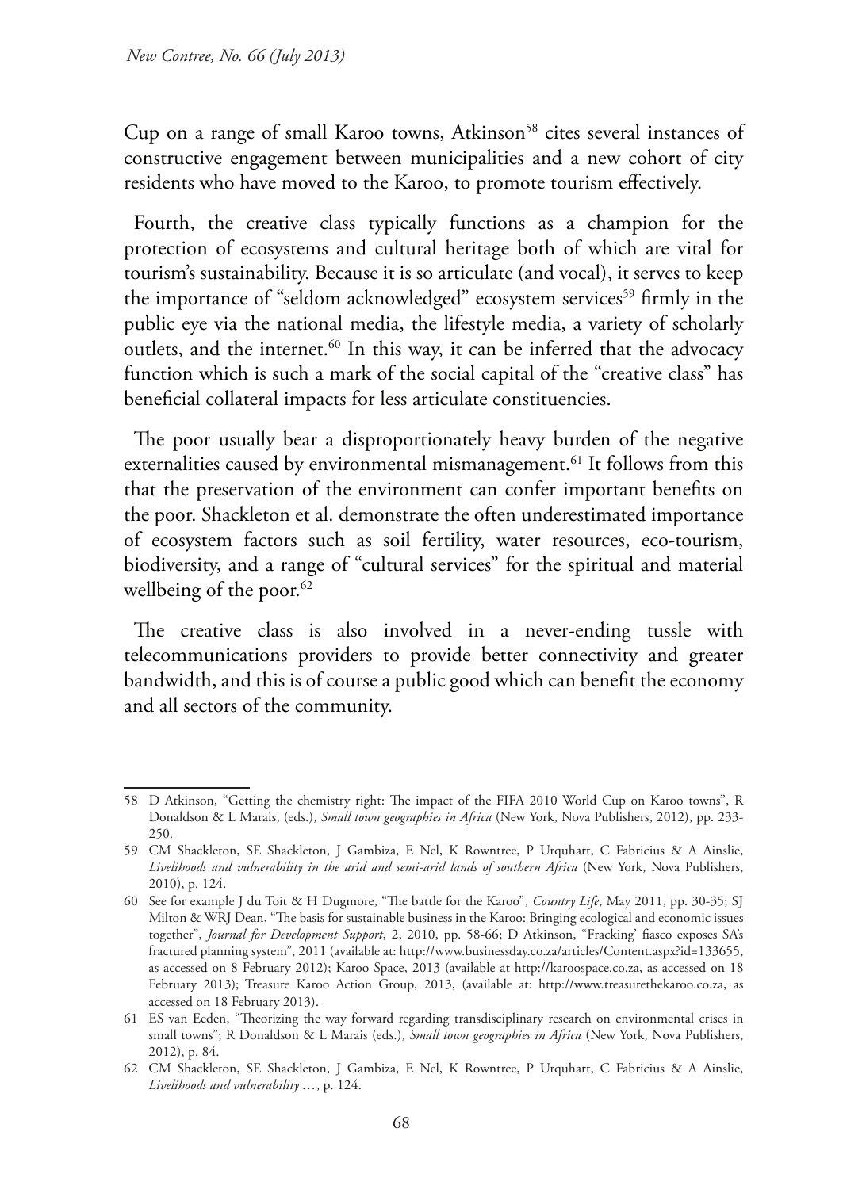Cup on a range of small Karoo towns, Atkinson[58] cites several instances of constructive engagement between municipalities and a new cohort of city residents who have moved to the Karoo, to promote tourism effectively.

Fourth, the creative class typically functions as a champion for the protection of ecosystems and cultural heritage both of which are vital for tourism's sustainability. Because it is so articulate (and vocal), it serves to keep the importance of "seldom acknowledged" ecosystem services[59] firmly in the public eye via the national media, the lifestyle media, a variety of scholarly outlets, and the internet.[60] In this way, it can be inferred that the advocacy function which is such a mark of the social capital of the "creative class" has beneficial collateral impacts for less articulate constituencies.

The poor usually bear a disproportionately heavy burden of the negative externalities caused by environmental mismanagement.[61] It follows from this that the preservation of the environment can confer important benefits on the poor. Shackleton et al. demonstrate the often underestimated importance of ecosystem factors such as soil fertility, water resources, eco-tourism, biodiversity, and a range of "cultural services" for the spiritual and material wellbeing of the poor.[62]

The creative class is also involved in a never-ending tussle with telecommunications providers to provide better connectivity and greater bandwidth, and this is of course a public good which can benefit the economy and all sectors of the community.

---

58 D Atkinson, "Getting the chemistry right: The impact of the FIFA 2010 World Cup on Karoo towns", R Donaldson & L Marais, (eds.), *Small town geographies in Africa* (New York, Nova Publishers, 2012), pp. 233-250.

59 CM Shackleton, SE Shackleton, J Gambiza, E Nel, K Rowntree, P Urquhart, C Fabricius & A Ainslie, *Livelihoods and vulnerability in the arid and semi-arid lands of southern Africa* (New York, Nova Publishers, 2010), p. 124.

60 See for example J du Toit & H Dugmore, "The battle for the Karoo", *Country Life*, May 2011, pp. 30-35; SJ Milton & WRJ Dean, "The basis for sustainable business in the Karoo: Bringing ecological and economic issues together", *Journal for Development Support*, 2, 2010, pp. 58-66; D Atkinson, "Fracking' fiasco exposes SA's fractured planning system", 2011 (available at: http://www.businessday.co.za/articles/Content.aspx?id=133655, as accessed on 8 February 2012); Karoo Space, 2013 (available at http://karoospace.co.za, as accessed on 18 February 2013); Treasure Karoo Action Group, 2013, (available at: http://www.treasurethekaroo.co.za, as accessed on 18 February 2013).

61 ES van Eeden, "Theorizing the way forward regarding transdisciplinary research on environmental crises in small towns"; R Donaldson & L Marais (eds.), *Small town geographies in Africa* (New York, Nova Publishers, 2012), p. 84.

62 CM Shackleton, SE Shackleton, J Gambiza, E Nel, K Rowntree, P Urquhart, C Fabricius & A Ainslie, *Livelihoods and vulnerability …*, p. 124.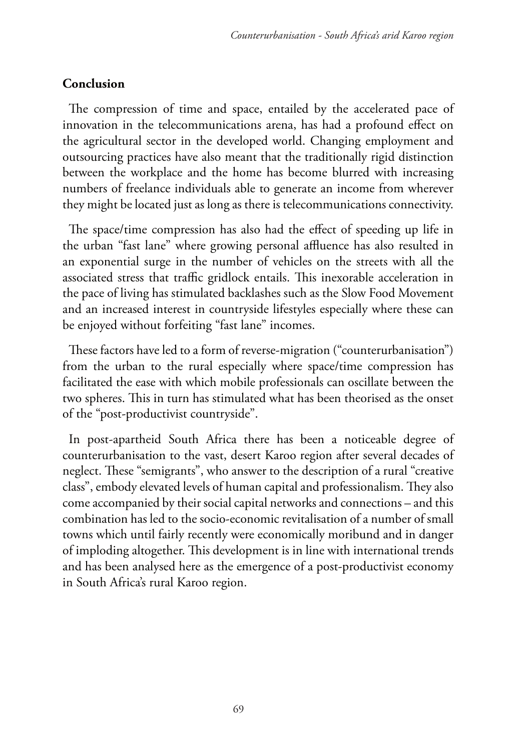## Conclusion

The compression of time and space, entailed by the accelerated pace of innovation in the telecommunications arena, has had a profound effect on the agricultural sector in the developed world. Changing employment and outsourcing practices have also meant that the traditionally rigid distinction between the workplace and the home has become blurred with increasing numbers of freelance individuals able to generate an income from wherever they might be located just as long as there is telecommunications connectivity.

The space/time compression has also had the effect of speeding up life in the urban "fast lane" where growing personal affluence has also resulted in an exponential surge in the number of vehicles on the streets with all the associated stress that traffic gridlock entails. This inexorable acceleration in the pace of living has stimulated backlashes such as the Slow Food Movement and an increased interest in countryside lifestyles especially where these can be enjoyed without forfeiting "fast lane" incomes.

These factors have led to a form of reverse-migration ("counterurbanisation") from the urban to the rural especially where space/time compression has facilitated the ease with which mobile professionals can oscillate between the two spheres. This in turn has stimulated what has been theorised as the onset of the "post-productivist countryside".

In post-apartheid South Africa there has been a noticeable degree of counterurbanisation to the vast, desert Karoo region after several decades of neglect. These "semigrants", who answer to the description of a rural "creative class", embody elevated levels of human capital and professionalism. They also come accompanied by their social capital networks and connections – and this combination has led to the socio-economic revitalisation of a number of small towns which until fairly recently were economically moribund and in danger of imploding altogether. This development is in line with international trends and has been analysed here as the emergence of a post-productivist economy in South Africa's rural Karoo region.